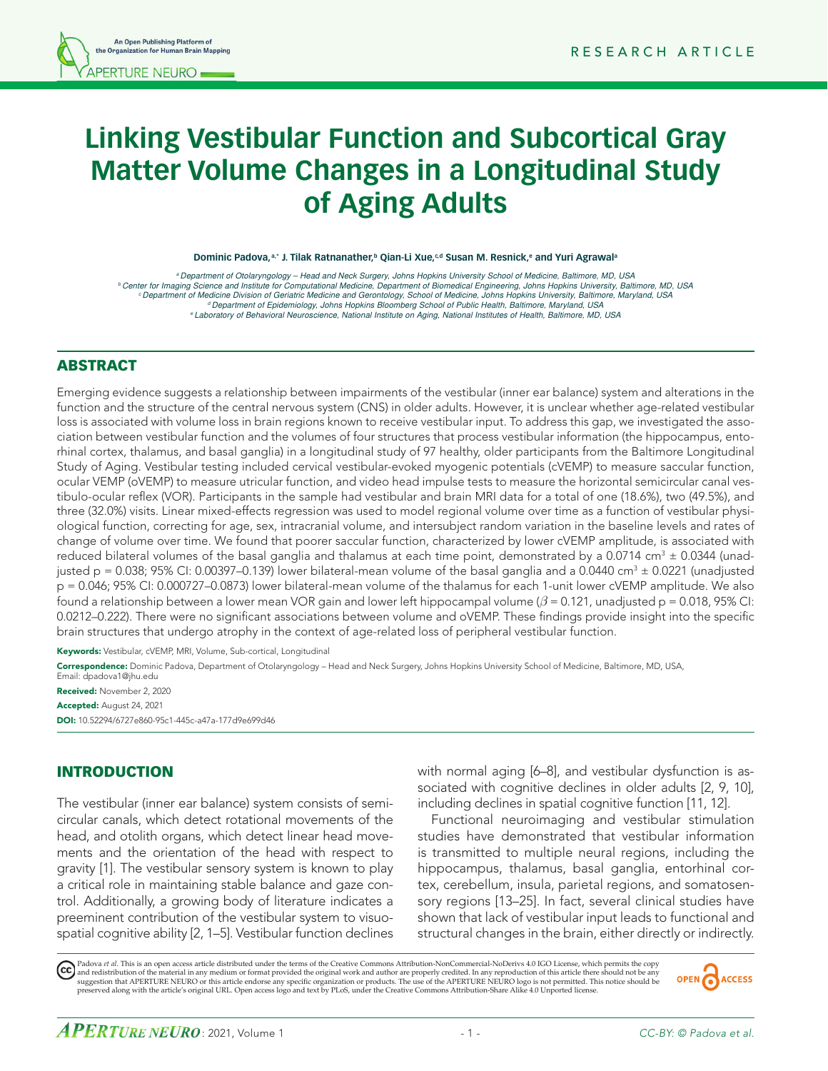RESEARCH ARTICLE

# Linking Vestibular Function and Subcortical Gray Matter Volume Changes in a Longitudinal Study of Aging Adults

**Dominic Padova,[a,*] J. Tilak Ratnanather,[b] Qian-Li Xue,[c,d] Susan M. Resnick,[e] and Yuri Agrawal[a]**

[a] *Department of Otolaryngology – Head and Neck Surgery, Johns Hopkins University School of Medicine, Baltimore, MD, USA*
[b] *Center for Imaging Science and Institute for Computational Medicine, Department of Biomedical Engineering, Johns Hopkins University, Baltimore, MD, USA*
[c] *Department of Medicine Division of Geriatric Medicine and Gerontology, School of Medicine, Johns Hopkins University, Baltimore, Maryland, USA*
[d] *Department of Epidemiology, Johns Hopkins Bloomberg School of Public Health, Baltimore, Maryland, USA*
[e] *Laboratory of Behavioral Neuroscience, National Institute on Aging, National Institutes of Health, Baltimore, MD, USA*

## ABSTRACT

Emerging evidence suggests a relationship between impairments of the vestibular (inner ear balance) system and alterations in the function and the structure of the central nervous system (CNS) in older adults. However, it is unclear whether age-related vestibular loss is associated with volume loss in brain regions known to receive vestibular input. To address this gap, we investigated the association between vestibular function and the volumes of four structures that process vestibular information (the hippocampus, entorhinal cortex, thalamus, and basal ganglia) in a longitudinal study of 97 healthy, older participants from the Baltimore Longitudinal Study of Aging. Vestibular testing included cervical vestibular-evoked myogenic potentials (cVEMP) to measure saccular function, ocular VEMP (oVEMP) to measure utricular function, and video head impulse tests to measure the horizontal semicircular canal vestibulo-ocular reflex (VOR). Participants in the sample had vestibular and brain MRI data for a total of one (18.6%), two (49.5%), and three (32.0%) visits. Linear mixed-effects regression was used to model regional volume over time as a function of vestibular physiological function, correcting for age, sex, intracranial volume, and intersubject random variation in the baseline levels and rates of change of volume over time. We found that poorer saccular function, characterized by lower cVEMP amplitude, is associated with reduced bilateral volumes of the basal ganglia and thalamus at each time point, demonstrated by a 0.0714 $cm^3 \pm 0.0344$ (unadjusted $p = 0.038$; 95% CI: 0.00397–0.139) lower bilateral-mean volume of the basal ganglia and a 0.0440 $cm^3 \pm 0.0221$ (unadjusted $p = 0.046$; 95% CI: 0.000727–0.0873) lower bilateral-mean volume of the thalamus for each 1-unit lower cVEMP amplitude. We also found a relationship between a lower mean VOR gain and lower left hippocampal volume ($\beta = 0.121$, unadjusted $p = 0.018$, 95% CI: 0.0212–0.222). There were no significant associations between volume and oVEMP. These findings provide insight into the specific brain structures that undergo atrophy in the context of age-related loss of peripheral vestibular function.

**Keywords:** Vestibular, cVEMP, MRI, Volume, Sub-cortical, Longitudinal

**Correspondence:** Dominic Padova, Department of Otolaryngology – Head and Neck Surgery, Johns Hopkins University School of Medicine, Baltimore, MD, USA, Email: dpadova1@jhu.edu

**Received:** November 2, 2020

**Accepted:** August 24, 2021

**DOI:** 10.52294/6727e860-95c1-445c-a47a-177d9e699d46

## INTRODUCTION

The vestibular (inner ear balance) system consists of semicircular canals, which detect rotational movements of the head, and otolith organs, which detect linear head movements and the orientation of the head with respect to gravity [1]. The vestibular sensory system is known to play a critical role in maintaining stable balance and gaze control. Additionally, a growing body of literature indicates a preeminent contribution of the vestibular system to visuospatial cognitive ability [2, 1–5]. Vestibular function declines with normal aging [6–8], and vestibular dysfunction is associated with cognitive declines in older adults [2, 9, 10], including declines in spatial cognitive function [11, 12].

Functional neuroimaging and vestibular stimulation studies have demonstrated that vestibular information is transmitted to multiple neural regions, including the hippocampus, thalamus, basal ganglia, entorhinal cortex, cerebellum, insula, parietal regions, and somatosensory regions [13–25]. In fact, several clinical studies have shown that lack of vestibular input leads to functional and structural changes in the brain, either directly or indirectly.

Padova *et al*. This is an open access article distributed under the terms of the Creative Commons Attribution-NonCommercial-NoDerivs 4.0 IGO License, which permits the copy and redistribution of the material in any medium or format provided the original work and author are properly credited. In any reproduction of this article there should not be any suggestion that APERTURE NEURO or this article endorse any specific organization or products. The use of the APERTURE NEURO logo is not permitted. This notice should be preserved along with the article's original URL. Open access logo and text by PLoS, under the Creative Commons Attribution-Share Alike 4.0 Unported license.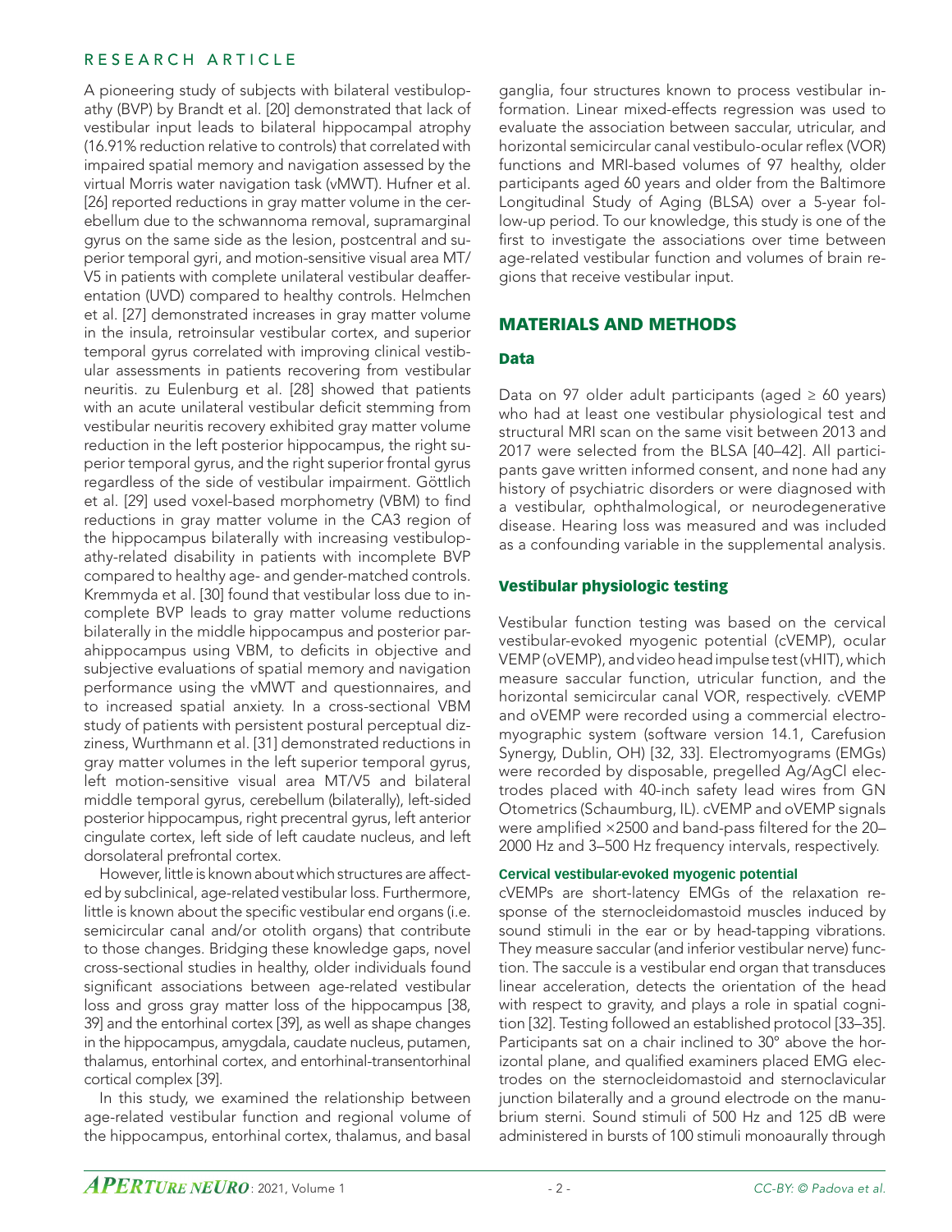A pioneering study of subjects with bilateral vestibulopathy (BVP) by Brandt et al. [20] demonstrated that lack of vestibular input leads to bilateral hippocampal atrophy (16.91% reduction relative to controls) that correlated with impaired spatial memory and navigation assessed by the virtual Morris water navigation task (vMWT). Hufner et al. [26] reported reductions in gray matter volume in the cerebellum due to the schwannoma removal, supramarginal gyrus on the same side as the lesion, postcentral and superior temporal gyri, and motion-sensitive visual area MT/V5 in patients with complete unilateral vestibular deafferentation (UVD) compared to healthy controls. Helmchen et al. [27] demonstrated increases in gray matter volume in the insula, retroinsular vestibular cortex, and superior temporal gyrus correlated with improving clinical vestibular assessments in patients recovering from vestibular neuritis. zu Eulenburg et al. [28] showed that patients with an acute unilateral vestibular deficit stemming from vestibular neuritis recovery exhibited gray matter volume reduction in the left posterior hippocampus, the right superior temporal gyrus, and the right superior frontal gyrus regardless of the side of vestibular impairment. Göttlich et al. [29] used voxel-based morphometry (VBM) to find reductions in gray matter volume in the CA3 region of the hippocampus bilaterally with increasing vestibulopathy-related disability in patients with incomplete BVP compared to healthy age- and gender-matched controls. Kremmyda et al. [30] found that vestibular loss due to incomplete BVP leads to gray matter volume reductions bilaterally in the middle hippocampus and posterior parahippocampus using VBM, to deficits in objective and subjective evaluations of spatial memory and navigation performance using the vMWT and questionnaires, and to increased spatial anxiety. In a cross-sectional VBM study of patients with persistent postural perceptual dizziness, Wurthmann et al. [31] demonstrated reductions in gray matter volumes in the left superior temporal gyrus, left motion-sensitive visual area MT/V5 and bilateral middle temporal gyrus, cerebellum (bilaterally), left-sided posterior hippocampus, right precentral gyrus, left anterior cingulate cortex, left side of left caudate nucleus, and left dorsolateral prefrontal cortex.

However, little is known about which structures are affected by subclinical, age-related vestibular loss. Furthermore, little is known about the specific vestibular end organs (i.e. semicircular canal and/or otolith organs) that contribute to those changes. Bridging these knowledge gaps, novel cross-sectional studies in healthy, older individuals found significant associations between age-related vestibular loss and gross gray matter loss of the hippocampus [38, 39] and the entorhinal cortex [39], as well as shape changes in the hippocampus, amygdala, caudate nucleus, putamen, thalamus, entorhinal cortex, and entorhinal-transentorhinal cortical complex [39].

In this study, we examined the relationship between age-related vestibular function and regional volume of the hippocampus, entorhinal cortex, thalamus, and basal ganglia, four structures known to process vestibular information. Linear mixed-effects regression was used to evaluate the association between saccular, utricular, and horizontal semicircular canal vestibulo-ocular reflex (VOR) functions and MRI-based volumes of 97 healthy, older participants aged 60 years and older from the Baltimore Longitudinal Study of Aging (BLSA) over a 5-year follow-up period. To our knowledge, this study is one of the first to investigate the associations over time between age-related vestibular function and volumes of brain regions that receive vestibular input.

## MATERIALS AND METHODS

### Data

Data on 97 older adult participants (aged ≥ 60 years) who had at least one vestibular physiological test and structural MRI scan on the same visit between 2013 and 2017 were selected from the BLSA [40–42]. All participants gave written informed consent, and none had any history of psychiatric disorders or were diagnosed with a vestibular, ophthalmological, or neurodegenerative disease. Hearing loss was measured and was included as a confounding variable in the supplemental analysis.

### Vestibular physiologic testing

Vestibular function testing was based on the cervical vestibular-evoked myogenic potential (cVEMP), ocular VEMP (oVEMP), and video head impulse test (vHIT), which measure saccular function, utricular function, and the horizontal semicircular canal VOR, respectively. cVEMP and oVEMP were recorded using a commercial electromyographic system (software version 14.1, Carefusion Synergy, Dublin, OH) [32, 33]. Electromyograms (EMGs) were recorded by disposable, pregelled Ag/AgCl electrodes placed with 40-inch safety lead wires from GN Otometrics (Schaumburg, IL). cVEMP and oVEMP signals were amplified ×2500 and band-pass filtered for the 20–2000 Hz and 3–500 Hz frequency intervals, respectively.

#### Cervical vestibular-evoked myogenic potential

cVEMPs are short-latency EMGs of the relaxation response of the sternocleidomastoid muscles induced by sound stimuli in the ear or by head-tapping vibrations. They measure saccular (and inferior vestibular nerve) function. The saccule is a vestibular end organ that transduces linear acceleration, detects the orientation of the head with respect to gravity, and plays a role in spatial cognition [32]. Testing followed an established protocol [33–35]. Participants sat on a chair inclined to 30° above the horizontal plane, and qualified examiners placed EMG electrodes on the sternocleidomastoid and sternoclavicular junction bilaterally and a ground electrode on the manubrium sterni. Sound stimuli of 500 Hz and 125 dB were administered in bursts of 100 stimuli monoaurally through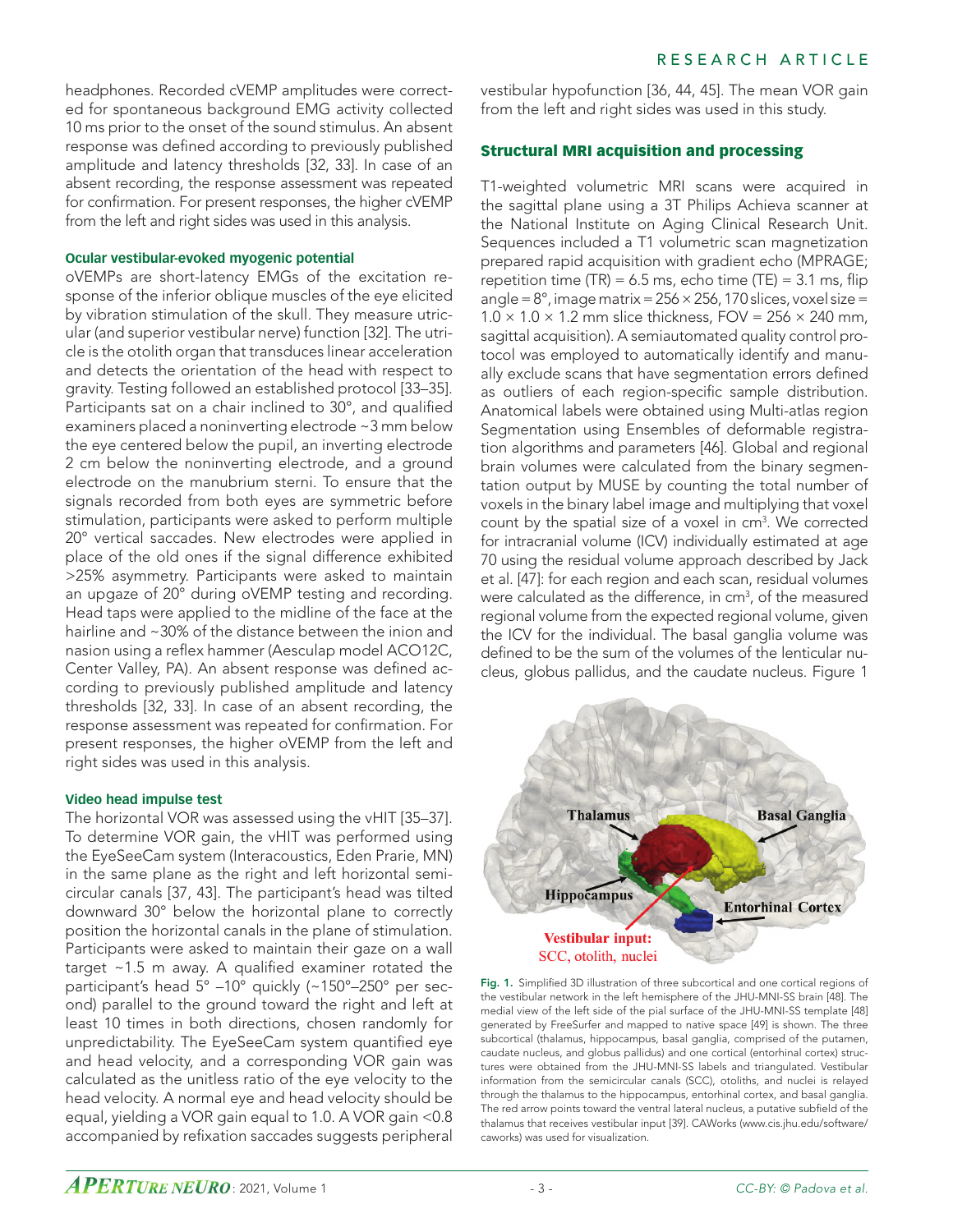headphones. Recorded cVEMP amplitudes were corrected for spontaneous background EMG activity collected 10 ms prior to the onset of the sound stimulus. An absent response was defined according to previously published amplitude and latency thresholds [32, 33]. In case of an absent recording, the response assessment was repeated for confirmation. For present responses, the higher cVEMP from the left and right sides was used in this analysis.

#### Ocular vestibular-evoked myogenic potential

oVEMPs are short-latency EMGs of the excitation response of the inferior oblique muscles of the eye elicited by vibration stimulation of the skull. They measure utricular (and superior vestibular nerve) function [32]. The utricle is the otolith organ that transduces linear acceleration and detects the orientation of the head with respect to gravity. Testing followed an established protocol [33–35]. Participants sat on a chair inclined to 30°, and qualified examiners placed a noninverting electrode ~3 mm below the eye centered below the pupil, an inverting electrode 2 cm below the noninverting electrode, and a ground electrode on the manubrium sterni. To ensure that the signals recorded from both eyes are symmetric before stimulation, participants were asked to perform multiple 20° vertical saccades. New electrodes were applied in place of the old ones if the signal difference exhibited >25% asymmetry. Participants were asked to maintain an upgaze of 20° during oVEMP testing and recording. Head taps were applied to the midline of the face at the hairline and ~30% of the distance between the inion and nasion using a reflex hammer (Aesculap model ACO12C, Center Valley, PA). An absent response was defined according to previously published amplitude and latency thresholds [32, 33]. In case of an absent recording, the response assessment was repeated for confirmation. For present responses, the higher oVEMP from the left and right sides was used in this analysis.

#### Video head impulse test

The horizontal VOR was assessed using the vHIT [35–37]. To determine VOR gain, the vHIT was performed using the EyeSeeCam system (Interacoustics, Eden Prarie, MN) in the same plane as the right and left horizontal semicircular canals [37, 43]. The participant's head was tilted downward 30° below the horizontal plane to correctly position the horizontal canals in the plane of stimulation. Participants were asked to maintain their gaze on a wall target ~1.5 m away. A qualified examiner rotated the participant's head 5° –10° quickly (~150°–250° per second) parallel to the ground toward the right and left at least 10 times in both directions, chosen randomly for unpredictability. The EyeSeeCam system quantified eye and head velocity, and a corresponding VOR gain was calculated as the unitless ratio of the eye velocity to the head velocity. A normal eye and head velocity should be equal, yielding a VOR gain equal to 1.0. A VOR gain <0.8 accompanied by refixation saccades suggests peripheral vestibular hypofunction [36, 44, 45]. The mean VOR gain from the left and right sides was used in this study.

### Structural MRI acquisition and processing

T1-weighted volumetric MRI scans were acquired in the sagittal plane using a 3T Philips Achieva scanner at the National Institute on Aging Clinical Research Unit. Sequences included a T1 volumetric scan magnetization prepared rapid acquisition with gradient echo (MPRAGE; repetition time (TR) = 6.5 ms, echo time (TE) = 3.1 ms, flip angle = 8°, image matrix = 256 × 256, 170 slices, voxel size = 1.0 × 1.0 × 1.2 mm slice thickness, FOV = 256 × 240 mm, sagittal acquisition). A semiautomated quality control protocol was employed to automatically identify and manually exclude scans that have segmentation errors defined as outliers of each region-specific sample distribution. Anatomical labels were obtained using Multi-atlas region Segmentation using Ensembles of deformable registration algorithms and parameters [46]. Global and regional brain volumes were calculated from the binary segmentation output by MUSE by counting the total number of voxels in the binary label image and multiplying that voxel count by the spatial size of a voxel in cm$^3$. We corrected for intracranial volume (ICV) individually estimated at age 70 using the residual volume approach described by Jack et al. [47]: for each region and each scan, residual volumes were calculated as the difference, in cm$^3$, of the measured regional volume from the expected regional volume, given the ICV for the individual. The basal ganglia volume was defined to be the sum of the volumes of the lenticular nucleus, globus pallidus, and the caudate nucleus. Figure 1

**Fig. 1.** Simplified 3D illustration of three subcortical and one cortical regions of the vestibular network in the left hemisphere of the JHU-MNI-SS brain [48]. The medial view of the left side of the pial surface of the JHU-MNI-SS template [48] generated by FreeSurfer and mapped to native space [49] is shown. The three subcortical (thalamus, hippocampus, basal ganglia, comprised of the putamen, caudate nucleus, and globus pallidus) and one cortical (entorhinal cortex) structures were obtained from the JHU-MNI-SS labels and triangulated. Vestibular information from the semicircular canals (SCC), otoliths, and nuclei is relayed through the thalamus to the hippocampus, entorhinal cortex, and basal ganglia. The red arrow points toward the ventral lateral nucleus, a putative subfield of the thalamus that receives vestibular input [39]. CAWorks (www.cis.jhu.edu/software/caworks) was used for visualization.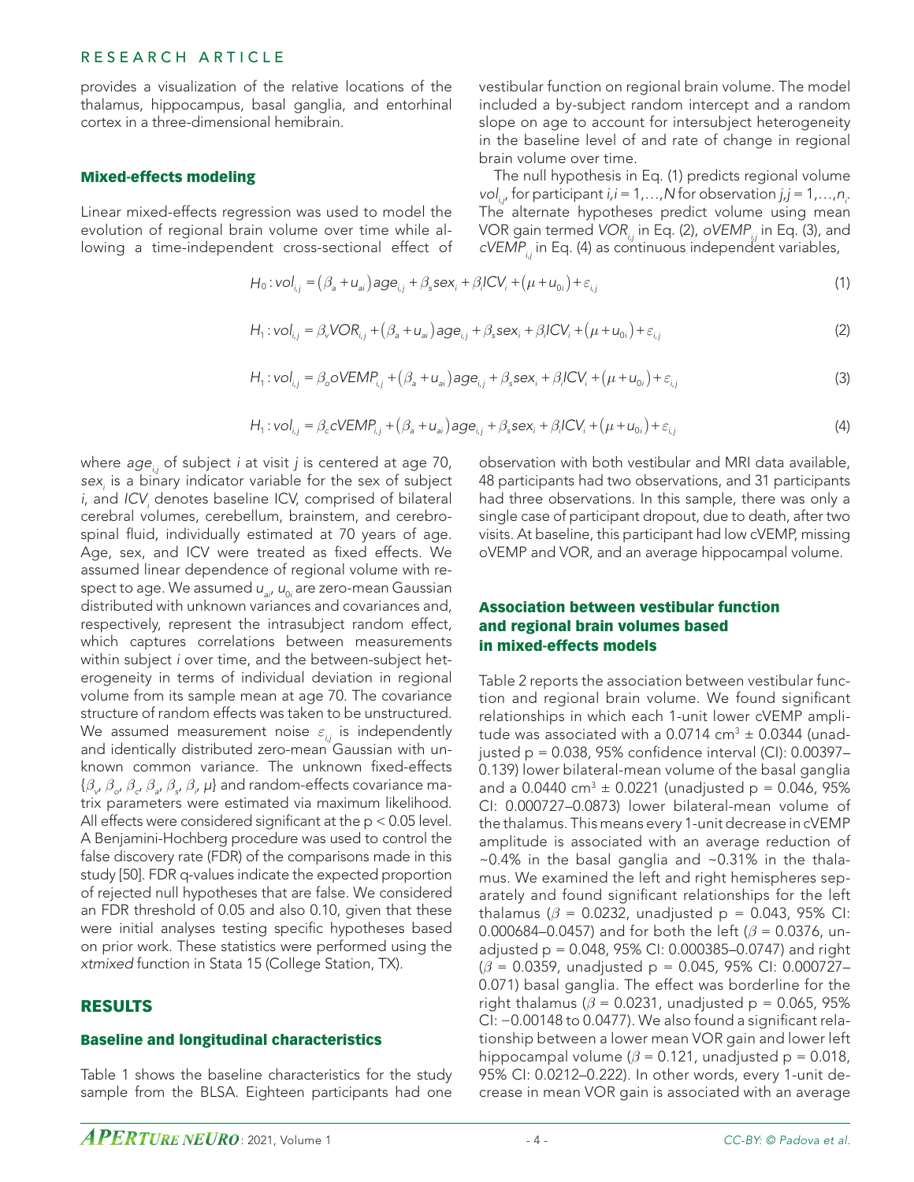provides a visualization of the relative locations of the thalamus, hippocampus, basal ganglia, and entorhinal cortex in a three-dimensional hemibrain.

### Mixed-effects modeling

Linear mixed-effects regression was used to model the evolution of regional brain volume over time while allowing a time-independent cross-sectional effect of vestibular function on regional brain volume. The model included a by-subject random intercept and a random slope on age to account for intersubject heterogeneity in the baseline level of and rate of change in regional brain volume over time.

The null hypothesis in Eq. (1) predicts regional volume $vol_{i,j}$, for participant $i, i = 1,\ldots,N$ for observation $j, j = 1,\ldots,n_i$. The alternate hypotheses predict volume using mean VOR gain termed $VOR_{i,j}$ in Eq. (2), $oVEMP_{i,j}$ in Eq. (3), and $cVEMP_{i,j}$ in Eq. (4) as continuous independent variables,

$$H_0 : vol_{i,j} = (\beta_a + u_{ai})age_{i,j} + \beta_s sex_i + \beta_I ICV_i + (\mu + u_{0i}) + \varepsilon_{i,j} \quad (1)$$

$$H_1 : vol_{i,j} = \beta_v VOR_{i,j} + (\beta_a + u_{ai})age_{i,j} + \beta_s sex_i + \beta_I ICV_i + (\mu + u_{0i}) + \varepsilon_{i,j} \quad (2)$$

$$H_1 : vol_{i,j} = \beta_o oVEMP_{i,j} + (\beta_a + u_{ai})age_{i,j} + \beta_s sex_i + \beta_I ICV_i + (\mu + u_{0i}) + \varepsilon_{i,j} \quad (3)$$

$$H_1 : vol_{i,j} = \beta_c cVEMP_{i,j} + (\beta_a + u_{ai})age_{i,j} + \beta_s sex_i + \beta_I ICV_i + (\mu + u_{0i}) + \varepsilon_{i,j} \quad (4)$$

where $age_{i,j}$ of subject $i$ at visit $j$ is centered at age 70, $sex_i$ is a binary indicator variable for the sex of subject $i$, and $ICV_i$ denotes baseline ICV, comprised of bilateral cerebral volumes, cerebellum, brainstem, and cerebrospinal fluid, individually estimated at 70 years of age. Age, sex, and ICV were treated as fixed effects. We assumed linear dependence of regional volume with respect to age. We assumed $u_{ai}$, $u_{0i}$ are zero-mean Gaussian distributed with unknown variances and covariances and, respectively, represent the intrasubject random effect, which captures correlations between measurements within subject $i$ over time, and the between-subject heterogeneity in terms of individual deviation in regional volume from its sample mean at age 70. The covariance structure of random effects was taken to be unstructured. We assumed measurement noise $\varepsilon_{i,j}$ is independently and identically distributed zero-mean Gaussian with unknown common variance. The unknown fixed-effects $\{\beta_v, \beta_o, \beta_c, \beta_a, \beta_s, \beta_I, \mu\}$ and random-effects covariance matrix parameters were estimated via maximum likelihood. All effects were considered significant at the $p < 0.05$ level. A Benjamini-Hochberg procedure was used to control the false discovery rate (FDR) of the comparisons made in this study [50]. FDR q-values indicate the expected proportion of rejected null hypotheses that are false. We considered an FDR threshold of 0.05 and also 0.10, given that these were initial analyses testing specific hypotheses based on prior work. These statistics were performed using the *xtmixed* function in Stata 15 (College Station, TX).

## RESULTS

### Baseline and longitudinal characteristics

Table 1 shows the baseline characteristics for the study sample from the BLSA. Eighteen participants had one observation with both vestibular and MRI data available, 48 participants had two observations, and 31 participants had three observations. In this sample, there was only a single case of participant dropout, due to death, after two visits. At baseline, this participant had low cVEMP, missing oVEMP and VOR, and an average hippocampal volume.

### Association between vestibular function and regional brain volumes based in mixed-effects models

Table 2 reports the association between vestibular function and regional brain volume. We found significant relationships in which each 1-unit lower cVEMP amplitude was associated with a 0.0714 $cm^3 \pm 0.0344$ (unadjusted $p = 0.038$, 95% confidence interval (CI): 0.00397–0.139) lower bilateral-mean volume of the basal ganglia and a 0.0440 $cm^3 \pm 0.0221$ (unadjusted $p = 0.046$, 95% CI: 0.000727–0.0873) lower bilateral-mean volume of the thalamus. This means every 1-unit decrease in cVEMP amplitude is associated with an average reduction of ~0.4% in the basal ganglia and ~0.31% in the thalamus. We examined the left and right hemispheres separately and found significant relationships for the left thalamus ($\beta = 0.0232$, unadjusted $p = 0.043$, 95% CI: 0.000684–0.0457) and for both the left ($\beta = 0.0376$, unadjusted $p = 0.048$, 95% CI: 0.000385–0.0747) and right ($\beta = 0.0359$, unadjusted $p = 0.045$, 95% CI: 0.000727–0.071) basal ganglia. The effect was borderline for the right thalamus ($\beta = 0.0231$, unadjusted $p = 0.065$, 95% CI: −0.00148 to 0.0477). We also found a significant relationship between a lower mean VOR gain and lower left hippocampal volume ($\beta = 0.121$, unadjusted $p = 0.018$, 95% CI: 0.0212–0.222). In other words, every 1-unit decrease in mean VOR gain is associated with an average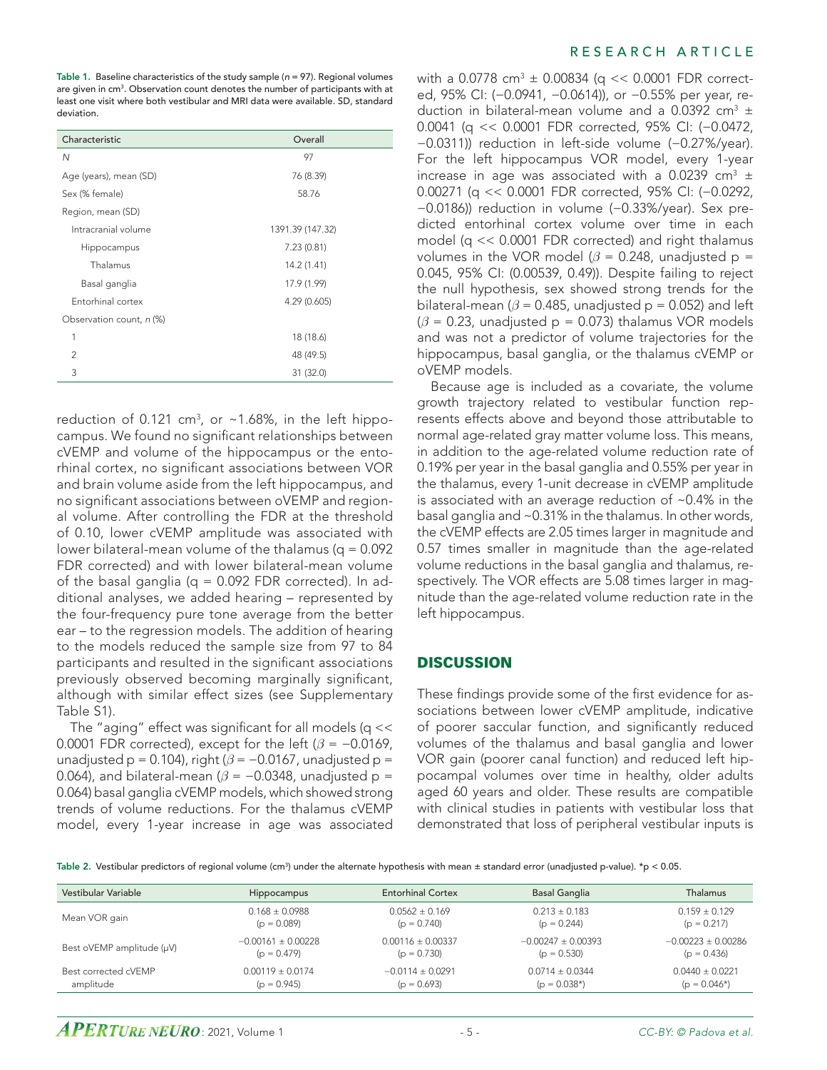**Table 1.** Baseline characteristics of the study sample ($n$ = 97). Regional volumes are given in cm$^3$. Observation count denotes the number of participants with at least one visit where both vestibular and MRI data were available. SD, standard deviation.

| Characteristic | Overall |
|---|---|
| $N$ | 97 |
| Age (years), mean (SD) | 76 (8.39) |
| Sex (% female) | 58.76 |
| Region, mean (SD) | |
| Intracranial volume | 1391.39 (147.32) |
| Hippocampus | 7.23 (0.81) |
| Thalamus | 14.2 (1.41) |
| Basal ganglia | 17.9 (1.99) |
| Entorhinal cortex | 4.29 (0.605) |
| Observation count, $n$ (%) | |
| 1 | 18 (18.6) |
| 2 | 48 (49.5) |
| 3 | 31 (32.0) |

reduction of 0.121 cm$^3$, or ~1.68%, in the left hippocampus. We found no significant relationships between cVEMP and volume of the hippocampus or the entorhinal cortex, no significant associations between VOR and brain volume aside from the left hippocampus, and no significant associations between oVEMP and regional volume. After controlling the FDR at the threshold of 0.10, lower cVEMP amplitude was associated with lower bilateral-mean volume of the thalamus ($q$ = 0.092 FDR corrected) and with lower bilateral-mean volume of the basal ganglia ($q$ = 0.092 FDR corrected). In additional analyses, we added hearing – represented by the four-frequency pure tone average from the better ear – to the regression models. The addition of hearing to the models reduced the sample size from 97 to 84 participants and resulted in the significant associations previously observed becoming marginally significant, although with similar effect sizes (see Supplementary Table S1).

The "aging" effect was significant for all models ($q$ << 0.0001 FDR corrected), except for the left ($\beta$ = −0.0169, unadjusted $p$ = 0.104), right ($\beta$ = −0.0167, unadjusted $p$ = 0.064), and bilateral-mean ($\beta$ = −0.0348, unadjusted $p$ = 0.064) basal ganglia cVEMP models, which showed strong trends of volume reductions. For the thalamus cVEMP model, every 1-year increase in age was associated with a 0.0778 cm$^3$ ± 0.00834 ($q$ << 0.0001 FDR corrected, 95% CI: (−0.0941, −0.0614)), or −0.55% per year, reduction in bilateral-mean volume and a 0.0392 cm$^3$ ± 0.0041 ($q$ << 0.0001 FDR corrected, 95% CI: (−0.0472, −0.0311)) reduction in left-side volume (−0.27%/year). For the left hippocampus VOR model, every 1-year increase in age was associated with a 0.0239 cm$^3$ ± 0.00271 ($q$ << 0.0001 FDR corrected, 95% CI: (−0.0292, −0.0186)) reduction in volume (−0.33%/year). Sex predicted entorhinal cortex volume over time in each model ($q$ << 0.0001 FDR corrected) and right thalamus volumes in the VOR model ($\beta$ = 0.248, unadjusted $p$ = 0.045, 95% CI: (0.00539, 0.49)). Despite failing to reject the null hypothesis, sex showed strong trends for the bilateral-mean ($\beta$ = 0.485, unadjusted $p$ = 0.052) and left ($\beta$ = 0.23, unadjusted $p$ = 0.073) thalamus VOR models and was not a predictor of volume trajectories for the hippocampus, basal ganglia, or the thalamus cVEMP or oVEMP models.

Because age is included as a covariate, the volume growth trajectory related to vestibular function represents effects above and beyond those attributable to normal age-related gray matter volume loss. This means, in addition to the age-related volume reduction rate of 0.19% per year in the basal ganglia and 0.55% per year in the thalamus, every 1-unit decrease in cVEMP amplitude is associated with an average reduction of ~0.4% in the basal ganglia and ~0.31% in the thalamus. In other words, the cVEMP effects are 2.05 times larger in magnitude and 0.57 times smaller in magnitude than the age-related volume reductions in the basal ganglia and thalamus, respectively. The VOR effects are 5.08 times larger in magnitude than the age-related volume reduction rate in the left hippocampus.

## DISCUSSION

These findings provide some of the first evidence for associations between lower cVEMP amplitude, indicative of poorer saccular function, and significantly reduced volumes of the thalamus and basal ganglia and lower VOR gain (poorer canal function) and reduced left hippocampal volumes over time in healthy, older adults aged 60 years and older. These results are compatible with clinical studies in patients with vestibular loss that demonstrated that loss of peripheral vestibular inputs is

**Table 2.** Vestibular predictors of regional volume (cm$^3$) under the alternate hypothesis with mean ± standard error (unadjusted p-value). *$p < 0.05$.

| Vestibular Variable | Hippocampus | Entorhinal Cortex | Basal Ganglia | Thalamus |
|---|---|---|---|---|
| Mean VOR gain | 0.168 ± 0.0988 (p = 0.089) | 0.0562 ± 0.169 (p = 0.740) | 0.213 ± 0.183 (p = 0.244) | 0.159 ± 0.129 (p = 0.217) |
| Best oVEMP amplitude (μV) | −0.00161 ± 0.00228 (p = 0.479) | 0.00116 ± 0.00337 (p = 0.730) | −0.00247 ± 0.00393 (p = 0.530) | −0.00223 ± 0.00286 (p = 0.436) |
| Best corrected cVEMP amplitude | 0.00119 ± 0.0174 (p = 0.945) | −0.0114 ± 0.0291 (p = 0.693) | 0.0714 ± 0.0344 (p = 0.038*) | 0.0440 ± 0.0221 (p = 0.046*) |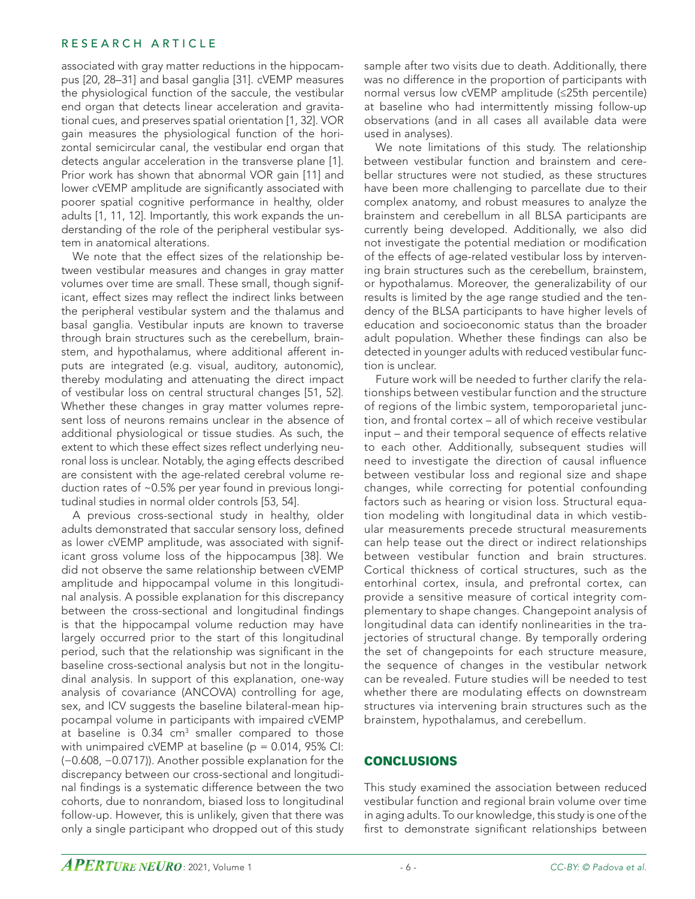associated with gray matter reductions in the hippocampus [20, 28–31] and basal ganglia [31]. cVEMP measures the physiological function of the saccule, the vestibular end organ that detects linear acceleration and gravitational cues, and preserves spatial orientation [1, 32]. VOR gain measures the physiological function of the horizontal semicircular canal, the vestibular end organ that detects angular acceleration in the transverse plane [1]. Prior work has shown that abnormal VOR gain [11] and lower cVEMP amplitude are significantly associated with poorer spatial cognitive performance in healthy, older adults [1, 11, 12]. Importantly, this work expands the understanding of the role of the peripheral vestibular system in anatomical alterations.

We note that the effect sizes of the relationship between vestibular measures and changes in gray matter volumes over time are small. These small, though significant, effect sizes may reflect the indirect links between the peripheral vestibular system and the thalamus and basal ganglia. Vestibular inputs are known to traverse through brain structures such as the cerebellum, brainstem, and hypothalamus, where additional afferent inputs are integrated (e.g. visual, auditory, autonomic), thereby modulating and attenuating the direct impact of vestibular loss on central structural changes [51, 52]. Whether these changes in gray matter volumes represent loss of neurons remains unclear in the absence of additional physiological or tissue studies. As such, the extent to which these effect sizes reflect underlying neuronal loss is unclear. Notably, the aging effects described are consistent with the age-related cerebral volume reduction rates of ~0.5% per year found in previous longitudinal studies in normal older controls [53, 54].

A previous cross-sectional study in healthy, older adults demonstrated that saccular sensory loss, defined as lower cVEMP amplitude, was associated with significant gross volume loss of the hippocampus [38]. We did not observe the same relationship between cVEMP amplitude and hippocampal volume in this longitudinal analysis. A possible explanation for this discrepancy between the cross-sectional and longitudinal findings is that the hippocampal volume reduction may have largely occurred prior to the start of this longitudinal period, such that the relationship was significant in the baseline cross-sectional analysis but not in the longitudinal analysis. In support of this explanation, one-way analysis of covariance (ANCOVA) controlling for age, sex, and ICV suggests the baseline bilateral-mean hippocampal volume in participants with impaired cVEMP at baseline is 0.34 $cm^3$ smaller compared to those with unimpaired cVEMP at baseline ($p = 0.014$, 95% CI: (−0.608, −0.0717)). Another possible explanation for the discrepancy between our cross-sectional and longitudinal findings is a systematic difference between the two cohorts, due to nonrandom, biased loss to longitudinal follow-up. However, this is unlikely, given that there was only a single participant who dropped out of this study sample after two visits due to death. Additionally, there was no difference in the proportion of participants with normal versus low cVEMP amplitude (≤25th percentile) at baseline who had intermittently missing follow-up observations (and in all cases all available data were used in analyses).

We note limitations of this study. The relationship between vestibular function and brainstem and cerebellar structures were not studied, as these structures have been more challenging to parcellate due to their complex anatomy, and robust measures to analyze the brainstem and cerebellum in all BLSA participants are currently being developed. Additionally, we also did not investigate the potential mediation or modification of the effects of age-related vestibular loss by intervening brain structures such as the cerebellum, brainstem, or hypothalamus. Moreover, the generalizability of our results is limited by the age range studied and the tendency of the BLSA participants to have higher levels of education and socioeconomic status than the broader adult population. Whether these findings can also be detected in younger adults with reduced vestibular function is unclear.

Future work will be needed to further clarify the relationships between vestibular function and the structure of regions of the limbic system, temporoparietal junction, and frontal cortex – all of which receive vestibular input – and their temporal sequence of effects relative to each other. Additionally, subsequent studies will need to investigate the direction of causal influence between vestibular loss and regional size and shape changes, while correcting for potential confounding factors such as hearing or vision loss. Structural equation modeling with longitudinal data in which vestibular measurements precede structural measurements can help tease out the direct or indirect relationships between vestibular function and brain structures. Cortical thickness of cortical structures, such as the entorhinal cortex, insula, and prefrontal cortex, can provide a sensitive measure of cortical integrity complementary to shape changes. Changepoint analysis of longitudinal data can identify nonlinearities in the trajectories of structural change. By temporally ordering the set of changepoints for each structure measure, the sequence of changes in the vestibular network can be revealed. Future studies will be needed to test whether there are modulating effects on downstream structures via intervening brain structures such as the brainstem, hypothalamus, and cerebellum.

## CONCLUSIONS

This study examined the association between reduced vestibular function and regional brain volume over time in aging adults. To our knowledge, this study is one of the first to demonstrate significant relationships between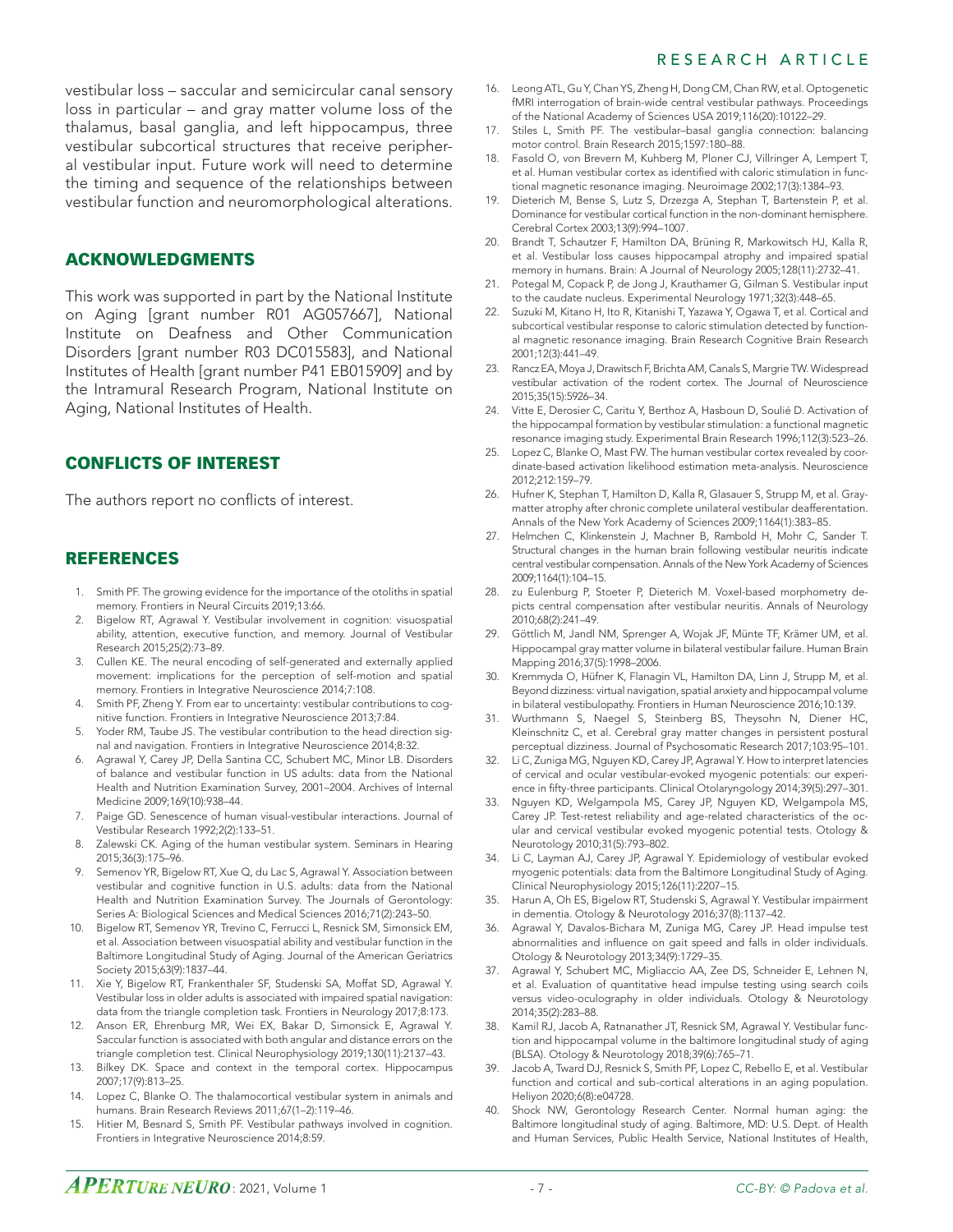vestibular loss – saccular and semicircular canal sensory loss in particular – and gray matter volume loss of the thalamus, basal ganglia, and left hippocampus, three vestibular subcortical structures that receive peripheral vestibular input. Future work will need to determine the timing and sequence of the relationships between vestibular function and neuromorphological alterations.

## ACKNOWLEDGMENTS

This work was supported in part by the National Institute on Aging [grant number R01 AG057667], National Institute on Deafness and Other Communication Disorders [grant number R03 DC015583], and National Institutes of Health [grant number P41 EB015909] and by the Intramural Research Program, National Institute on Aging, National Institutes of Health.

## CONFLICTS OF INTEREST

The authors report no conflicts of interest.

## REFERENCES

1. Smith PF. The growing evidence for the importance of the otoliths in spatial memory. Frontiers in Neural Circuits 2019;13:66.
2. Bigelow RT, Agrawal Y. Vestibular involvement in cognition: visuospatial ability, attention, executive function, and memory. Journal of Vestibular Research 2015;25(2):73–89.
3. Cullen KE. The neural encoding of self-generated and externally applied movement: implications for the perception of self-motion and spatial memory. Frontiers in Integrative Neuroscience 2014;7:108.
4. Smith PF, Zheng Y. From ear to uncertainty: vestibular contributions to cognitive function. Frontiers in Integrative Neuroscience 2013;7:84.
5. Yoder RM, Taube JS. The vestibular contribution to the head direction signal and navigation. Frontiers in Integrative Neuroscience 2014;8:32.
6. Agrawal Y, Carey JP, Della Santina CC, Schubert MC, Minor LB. Disorders of balance and vestibular function in US adults: data from the National Health and Nutrition Examination Survey, 2001–2004. Archives of Internal Medicine 2009;169(10):938–44.
7. Paige GD. Senescence of human visual-vestibular interactions. Journal of Vestibular Research 1992;2(2):133–51.
8. Zalewski CK. Aging of the human vestibular system. Seminars in Hearing 2015;36(3):175–96.
9. Semenov YR, Bigelow RT, Xue Q, du Lac S, Agrawal Y. Association between vestibular and cognitive function in U.S. adults: data from the National Health and Nutrition Examination Survey. The Journals of Gerontology: Series A: Biological Sciences and Medical Sciences 2016;71(2):243–50.
10. Bigelow RT, Semenov YR, Trevino C, Ferrucci L, Resnick SM, Simonsick EM, et al. Association between visuospatial ability and vestibular function in the Baltimore Longitudinal Study of Aging. Journal of the American Geriatrics Society 2015;63(9):1837–44.
11. Xie Y, Bigelow RT, Frankenthaler SF, Studenski SA, Moffat SD, Agrawal Y. Vestibular loss in older adults is associated with impaired spatial navigation: data from the triangle completion task. Frontiers in Neurology 2017;8:173.
12. Anson ER, Ehrenburg MR, Wei EX, Bakar D, Simonsick E, Agrawal Y. Saccular function is associated with both angular and distance errors on the triangle completion test. Clinical Neurophysiology 2019;130(11):2137–43.
13. Bilkey DK. Space and context in the temporal cortex. Hippocampus 2007;17(9):813–25.
14. Lopez C, Blanke O. The thalamocortical vestibular system in animals and humans. Brain Research Reviews 2011;67(1–2):119–46.
15. Hitier M, Besnard S, Smith PF. Vestibular pathways involved in cognition. Frontiers in Integrative Neuroscience 2014;8:59.
16. Leong ATL, Gu Y, Chan YS, Zheng H, Dong CM, Chan RW, et al. Optogenetic fMRI interrogation of brain-wide central vestibular pathways. Proceedings of the National Academy of Sciences USA 2019;116(20):10122–29.
17. Stiles L, Smith PF. The vestibular–basal ganglia connection: balancing motor control. Brain Research 2015;1597:180–88.
18. Fasold O, von Brevern M, Kuhberg M, Ploner CJ, Villringer A, Lempert T, et al. Human vestibular cortex as identified with caloric stimulation in functional magnetic resonance imaging. Neuroimage 2002;17(3):1384–93.
19. Dieterich M, Bense S, Lutz S, Drzezga A, Stephan T, Bartenstein P, et al. Dominance for vestibular cortical function in the non-dominant hemisphere. Cerebral Cortex 2003;13(9):994–1007.
20. Brandt T, Schautzer F, Hamilton DA, Brüning R, Markowitsch HJ, Kalla R, et al. Vestibular loss causes hippocampal atrophy and impaired spatial memory in humans. Brain: A Journal of Neurology 2005;128(11):2732–41.
21. Potegal M, Copack P, de Jong J, Krauthamer G, Gilman S. Vestibular input to the caudate nucleus. Experimental Neurology 1971;32(3):448–65.
22. Suzuki M, Kitano H, Ito R, Kitanishi T, Yazawa Y, Ogawa T, et al. Cortical and subcortical vestibular response to caloric stimulation detected by functional magnetic resonance imaging. Brain Research Cognitive Brain Research 2001;12(3):441–49.
23. Rancz EA, Moya J, Drawitsch F, Brichta AM, Canals S, Margrie TW. Widespread vestibular activation of the rodent cortex. The Journal of Neuroscience 2015;35(15):5926–34.
24. Vitte E, Derosier C, Caritu Y, Berthoz A, Hasboun D, Soulié D. Activation of the hippocampal formation by vestibular stimulation: a functional magnetic resonance imaging study. Experimental Brain Research 1996;112(3):523–26.
25. Lopez C, Blanke O, Mast FW. The human vestibular cortex revealed by coordinate-based activation likelihood estimation meta-analysis. Neuroscience 2012;212:159–79.
26. Hufner K, Stephan T, Hamilton D, Kalla R, Glasauer S, Strupp M, et al. Gray-matter atrophy after chronic complete unilateral vestibular deafferentation. Annals of the New York Academy of Sciences 2009;1164(1):383–85.
27. Helmchen C, Klinkenstein J, Machner B, Rambold H, Mohr C, Sander T. Structural changes in the human brain following vestibular neuritis indicate central vestibular compensation. Annals of the New York Academy of Sciences 2009;1164(1):104–15.
28. zu Eulenburg P, Stoeter P, Dieterich M. Voxel-based morphometry depicts central compensation after vestibular neuritis. Annals of Neurology 2010;68(2):241–49.
29. Göttlich M, Jandl NM, Sprenger A, Wojak JF, Münte TF, Krämer UM, et al. Hippocampal gray matter volume in bilateral vestibular failure. Human Brain Mapping 2016;37(5):1998–2006.
30. Kremmyda O, Hüfner K, Flanagin VL, Hamilton DA, Linn J, Strupp M, et al. Beyond dizziness: virtual navigation, spatial anxiety and hippocampal volume in bilateral vestibulopathy. Frontiers in Human Neuroscience 2016;10:139.
31. Wurthmann S, Naegel S, Steinberg BS, Theysohn N, Diener HC, Kleinschnitz C, et al. Cerebral gray matter changes in persistent postural perceptual dizziness. Journal of Psychosomatic Research 2017;103:95–101.
32. Li C, Zuniga MG, Nguyen KD, Carey JP, Agrawal Y. How to interpret latencies of cervical and ocular vestibular-evoked myogenic potentials: our experience in fifty-three participants. Clinical Otolaryngology 2014;39(5):297–301.
33. Nguyen KD, Welgampola MS, Carey JP, Nguyen KD, Welgampola MS, Carey JP. Test-retest reliability and age-related characteristics of the ocular and cervical vestibular evoked myogenic potential tests. Otology & Neurotology 2010;31(5):793–802.
34. Li C, Layman AJ, Carey JP, Agrawal Y. Epidemiology of vestibular evoked myogenic potentials: data from the Baltimore Longitudinal Study of Aging. Clinical Neurophysiology 2015;126(11):2207–15.
35. Harun A, Oh ES, Bigelow RT, Studenski S, Agrawal Y. Vestibular impairment in dementia. Otology & Neurotology 2016;37(8):1137–42.
36. Agrawal Y, Davalos-Bichara M, Zuniga MG, Carey JP. Head impulse test abnormalities and influence on gait speed and falls in older individuals. Otology & Neurotology 2013;34(9):1729–35.
37. Agrawal Y, Schubert MC, Migliaccio AA, Zee DS, Schneider E, Lehnen N, et al. Evaluation of quantitative head impulse testing using search coils versus video-oculography in older individuals. Otology & Neurotology 2014;35(2):283–88.
38. Kamil RJ, Jacob A, Ratnanather JT, Resnick SM, Agrawal Y. Vestibular function and hippocampal volume in the baltimore longitudinal study of aging (BLSA). Otology & Neurotology 2018;39(6):765–71.
39. Jacob A, Tward DJ, Resnick S, Smith PF, Lopez C, Rebello E, et al. Vestibular function and cortical and sub-cortical alterations in an aging population. Heliyon 2020;6(8):e04728.
40. Shock NW, Gerontology Research Center. Normal human aging: the Baltimore longitudinal study of aging. Baltimore, MD: U.S. Dept. of Health and Human Services, Public Health Service, National Institutes of Health,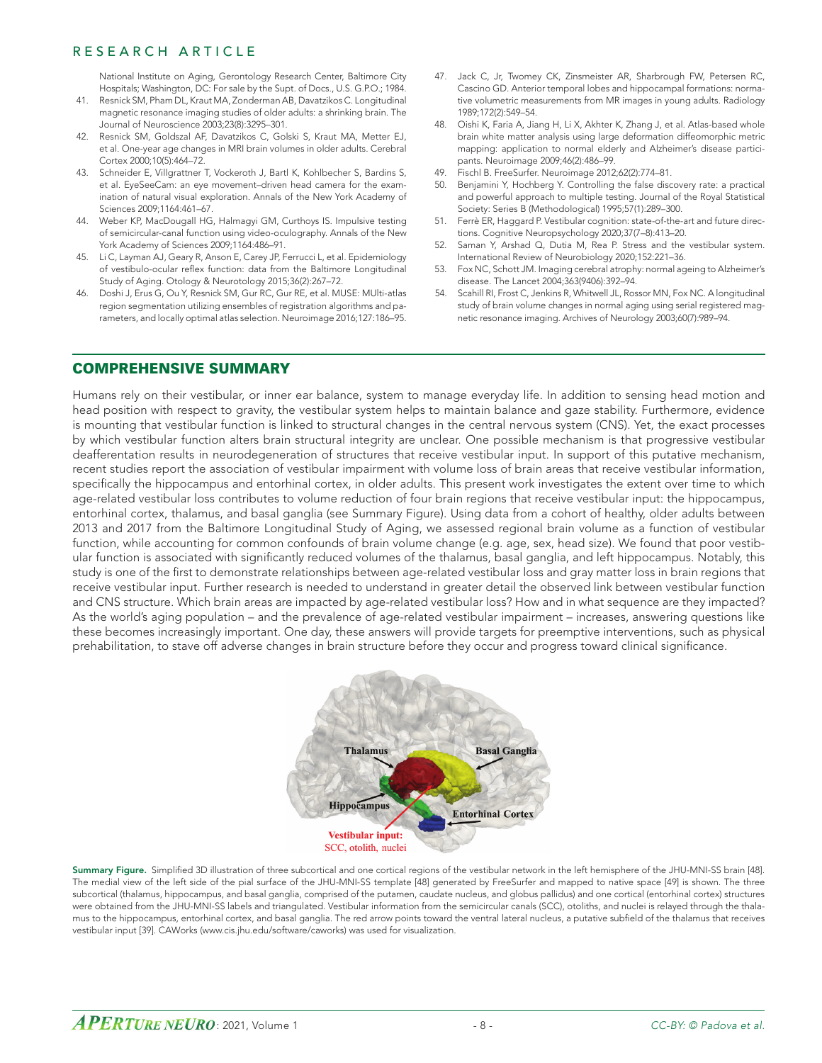National Institute on Aging, Gerontology Research Center, Baltimore City Hospitals; Washington, DC: For sale by the Supt. of Docs., U.S. G.P.O.; 1984.

41. Resnick SM, Pham DL, Kraut MA, Zonderman AB, Davatzikos C. Longitudinal magnetic resonance imaging studies of older adults: a shrinking brain. The Journal of Neuroscience 2003;23(8):3295–301.
42. Resnick SM, Goldszal AF, Davatzikos C, Golski S, Kraut MA, Metter EJ, et al. One-year age changes in MRI brain volumes in older adults. Cerebral Cortex 2000;10(5):464–72.
43. Schneider E, Villgrattner T, Vockeroth J, Bartl K, Kohlbecher S, Bardins S, et al. EyeSeeCam: an eye movement–driven head camera for the examination of natural visual exploration. Annals of the New York Academy of Sciences 2009;1164:461–67.
44. Weber KP, MacDougall HG, Halmagyi GM, Curthoys IS. Impulsive testing of semicircular-canal function using video-oculography. Annals of the New York Academy of Sciences 2009;1164:486–91.
45. Li C, Layman AJ, Geary R, Anson E, Carey JP, Ferrucci L, et al. Epidemiology of vestibulo-ocular reflex function: data from the Baltimore Longitudinal Study of Aging. Otology & Neurotology 2015;36(2):267–72.
46. Doshi J, Erus G, Ou Y, Resnick SM, Gur RC, Gur RE, et al. MUSE: MUlti-atlas region segmentation utilizing ensembles of registration algorithms and parameters, and locally optimal atlas selection. Neuroimage 2016;127:186–95.
47. Jack C, Jr, Twomey CK, Zinsmeister AR, Sharbrough FW, Petersen RC, Cascino GD. Anterior temporal lobes and hippocampal formations: normative volumetric measurements from MR images in young adults. Radiology 1989;172(2):549–54.
48. Oishi K, Faria A, Jiang H, Li X, Akhter K, Zhang J, et al. Atlas-based whole brain white matter analysis using large deformation diffeomorphic metric mapping: application to normal elderly and Alzheimer's disease participants. Neuroimage 2009;46(2):486–99.
49. Fischl B. FreeSurfer. Neuroimage 2012;62(2):774–81.
50. Benjamini Y, Hochberg Y. Controlling the false discovery rate: a practical and powerful approach to multiple testing. Journal of the Royal Statistical Society: Series B (Methodological) 1995;57(1):289–300.
51. Ferrè ER, Haggard P. Vestibular cognition: state-of-the-art and future directions. Cognitive Neuropsychology 2020;37(7–8):413–20.
52. Saman Y, Arshad Q, Dutia M, Rea P. Stress and the vestibular system. International Review of Neurobiology 2020;152:221–36.
53. Fox NC, Schott JM. Imaging cerebral atrophy: normal ageing to Alzheimer's disease. The Lancet 2004;363(9406):392–94.
54. Scahill RI, Frost C, Jenkins R, Whitwell JL, Rossor MN, Fox NC. A longitudinal study of brain volume changes in normal aging using serial registered magnetic resonance imaging. Archives of Neurology 2003;60(7):989–94.

## COMPREHENSIVE SUMMARY

Humans rely on their vestibular, or inner ear balance, system to manage everyday life. In addition to sensing head motion and head position with respect to gravity, the vestibular system helps to maintain balance and gaze stability. Furthermore, evidence is mounting that vestibular function is linked to structural changes in the central nervous system (CNS). Yet, the exact processes by which vestibular function alters brain structural integrity are unclear. One possible mechanism is that progressive vestibular deafferentation results in neurodegeneration of structures that receive vestibular input. In support of this putative mechanism, recent studies report the association of vestibular impairment with volume loss of brain areas that receive vestibular information, specifically the hippocampus and entorhinal cortex, in older adults. This present work investigates the extent over time to which age-related vestibular loss contributes to volume reduction of four brain regions that receive vestibular input: the hippocampus, entorhinal cortex, thalamus, and basal ganglia (see Summary Figure). Using data from a cohort of healthy, older adults between 2013 and 2017 from the Baltimore Longitudinal Study of Aging, we assessed regional brain volume as a function of vestibular function, while accounting for common confounds of brain volume change (e.g. age, sex, head size). We found that poor vestibular function is associated with significantly reduced volumes of the thalamus, basal ganglia, and left hippocampus. Notably, this study is one of the first to demonstrate relationships between age-related vestibular loss and gray matter loss in brain regions that receive vestibular input. Further research is needed to understand in greater detail the observed link between vestibular function and CNS structure. Which brain areas are impacted by age-related vestibular loss? How and in what sequence are they impacted? As the world's aging population – and the prevalence of age-related vestibular impairment – increases, answering questions like these becomes increasingly important. One day, these answers will provide targets for preemptive interventions, such as physical prehabilitation, to stave off adverse changes in brain structure before they occur and progress toward clinical significance.

**Summary Figure.** Simplified 3D illustration of three subcortical and one cortical regions of the vestibular network in the left hemisphere of the JHU-MNI-SS brain [48]. The medial view of the left side of the pial surface of the JHU-MNI-SS template [48] generated by FreeSurfer and mapped to native space [49] is shown. The three subcortical (thalamus, hippocampus, and basal ganglia, comprised of the putamen, caudate nucleus, and globus pallidus) and one cortical (entorhinal cortex) structures were obtained from the JHU-MNI-SS labels and triangulated. Vestibular information from the semicircular canals (SCC), otoliths, and nuclei is relayed through the thalamus to the hippocampus, entorhinal cortex, and basal ganglia. The red arrow points toward the ventral lateral nucleus, a putative subfield of the thalamus that receives vestibular input [39]. CAWorks (www.cis.jhu.edu/software/caworks) was used for visualization.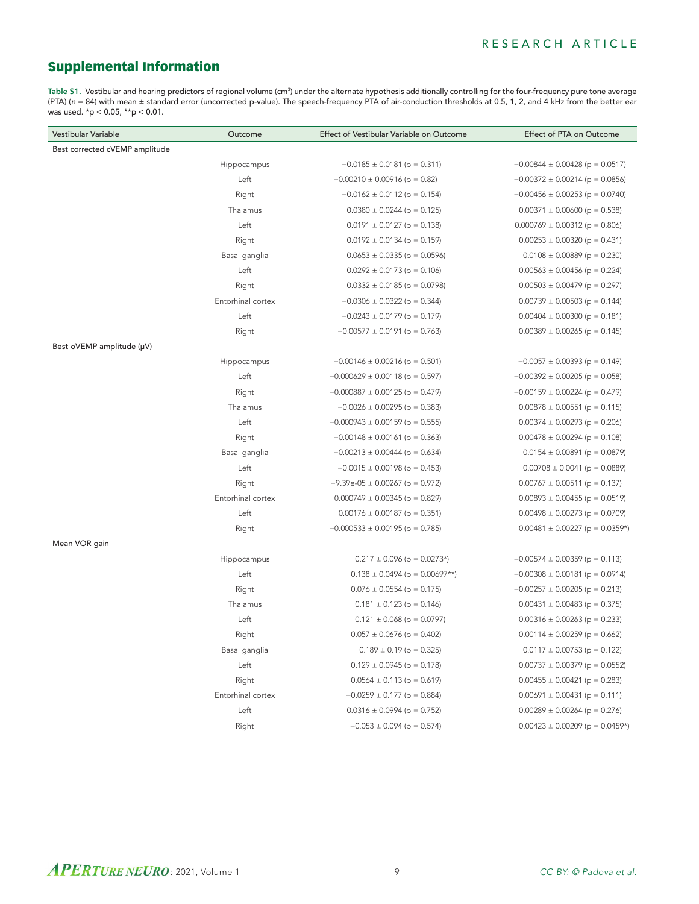## Supplemental Information

**Table S1.** Vestibular and hearing predictors of regional volume (cm$^3$) under the alternate hypothesis additionally controlling for the four-frequency pure tone average (PTA) ($n$ = 84) with mean ± standard error (uncorrected p-value). The speech-frequency PTA of air-conduction thresholds at 0.5, 1, 2, and 4 kHz from the better ear was used. *p < 0.05, **p < 0.01.

| Vestibular Variable | Outcome | Effect of Vestibular Variable on Outcome | Effect of PTA on Outcome |
|---|---|---|---|
| Best corrected cVEMP amplitude | | | |
| | Hippocampus | −0.0185 ± 0.0181 (p = 0.311) | −0.00844 ± 0.00428 (p = 0.0517) |
| | Left | −0.00210 ± 0.00916 (p = 0.82) | −0.00372 ± 0.00214 (p = 0.0856) |
| | Right | −0.0162 ± 0.0112 (p = 0.154) | −0.00456 ± 0.00253 (p = 0.0740) |
| | Thalamus | 0.0380 ± 0.0244 (p = 0.125) | 0.00371 ± 0.00600 (p = 0.538) |
| | Left | 0.0191 ± 0.0127 (p = 0.138) | 0.000769 ± 0.00312 (p = 0.806) |
| | Right | 0.0192 ± 0.0134 (p = 0.159) | 0.00253 ± 0.00320 (p = 0.431) |
| | Basal ganglia | 0.0653 ± 0.0335 (p = 0.0596) | 0.0108 ± 0.00889 (p = 0.230) |
| | Left | 0.0292 ± 0.0173 (p = 0.106) | 0.00563 ± 0.00456 (p = 0.224) |
| | Right | 0.0332 ± 0.0185 (p = 0.0798) | 0.00503 ± 0.00479 (p = 0.297) |
| | Entorhinal cortex | −0.0306 ± 0.0322 (p = 0.344) | 0.00739 ± 0.00503 (p = 0.144) |
| | Left | −0.0243 ± 0.0179 (p = 0.179) | 0.00404 ± 0.00300 (p = 0.181) |
| | Right | −0.00577 ± 0.0191 (p = 0.763) | 0.00389 ± 0.00265 (p = 0.145) |
| Best oVEMP amplitude (μV) | | | |
| | Hippocampus | −0.00146 ± 0.00216 (p = 0.501) | −0.0057 ± 0.00393 (p = 0.149) |
| | Left | −0.000629 ± 0.00118 (p = 0.597) | −0.00392 ± 0.00205 (p = 0.058) |
| | Right | −0.000887 ± 0.00125 (p = 0.479) | −0.00159 ± 0.00224 (p = 0.479) |
| | Thalamus | −0.0026 ± 0.00295 (p = 0.383) | 0.00878 ± 0.00551 (p = 0.115) |
| | Left | −0.000943 ± 0.00159 (p = 0.555) | 0.00374 ± 0.00293 (p = 0.206) |
| | Right | −0.00148 ± 0.00161 (p = 0.363) | 0.00478 ± 0.00294 (p = 0.108) |
| | Basal ganglia | −0.00213 ± 0.00444 (p = 0.634) | 0.0154 ± 0.00891 (p = 0.0879) |
| | Left | −0.0015 ± 0.00198 (p = 0.453) | 0.00708 ± 0.0041 (p = 0.0889) |
| | Right | −9.39e-05 ± 0.00267 (p = 0.972) | 0.00767 ± 0.00511 (p = 0.137) |
| | Entorhinal cortex | 0.000749 ± 0.00345 (p = 0.829) | 0.00893 ± 0.00455 (p = 0.0519) |
| | Left | 0.00176 ± 0.00187 (p = 0.351) | 0.00498 ± 0.00273 (p = 0.0709) |
| | Right | −0.000533 ± 0.00195 (p = 0.785) | 0.00481 ± 0.00227 (p = 0.0359*) |
| Mean VOR gain | | | |
| | Hippocampus | 0.217 ± 0.096 (p = 0.0273*) | −0.00574 ± 0.00359 (p = 0.113) |
| | Left | 0.138 ± 0.0494 (p = 0.00697**) | −0.00308 ± 0.00181 (p = 0.0914) |
| | Right | 0.076 ± 0.0554 (p = 0.175) | −0.00257 ± 0.00205 (p = 0.213) |
| | Thalamus | 0.181 ± 0.123 (p = 0.146) | 0.00431 ± 0.00483 (p = 0.375) |
| | Left | 0.121 ± 0.068 (p = 0.0797) | 0.00316 ± 0.00263 (p = 0.233) |
| | Right | 0.057 ± 0.0676 (p = 0.402) | 0.00114 ± 0.00259 (p = 0.662) |
| | Basal ganglia | 0.189 ± 0.19 (p = 0.325) | 0.0117 ± 0.00753 (p = 0.122) |
| | Left | 0.129 ± 0.0945 (p = 0.178) | 0.00737 ± 0.00379 (p = 0.0552) |
| | Right | 0.0564 ± 0.113 (p = 0.619) | 0.00455 ± 0.00421 (p = 0.283) |
| | Entorhinal cortex | −0.0259 ± 0.177 (p = 0.884) | 0.00691 ± 0.00431 (p = 0.111) |
| | Left | 0.0316 ± 0.0994 (p = 0.752) | 0.00289 ± 0.00264 (p = 0.276) |
| | Right | −0.053 ± 0.094 (p = 0.574) | 0.00423 ± 0.00209 (p = 0.0459*) |